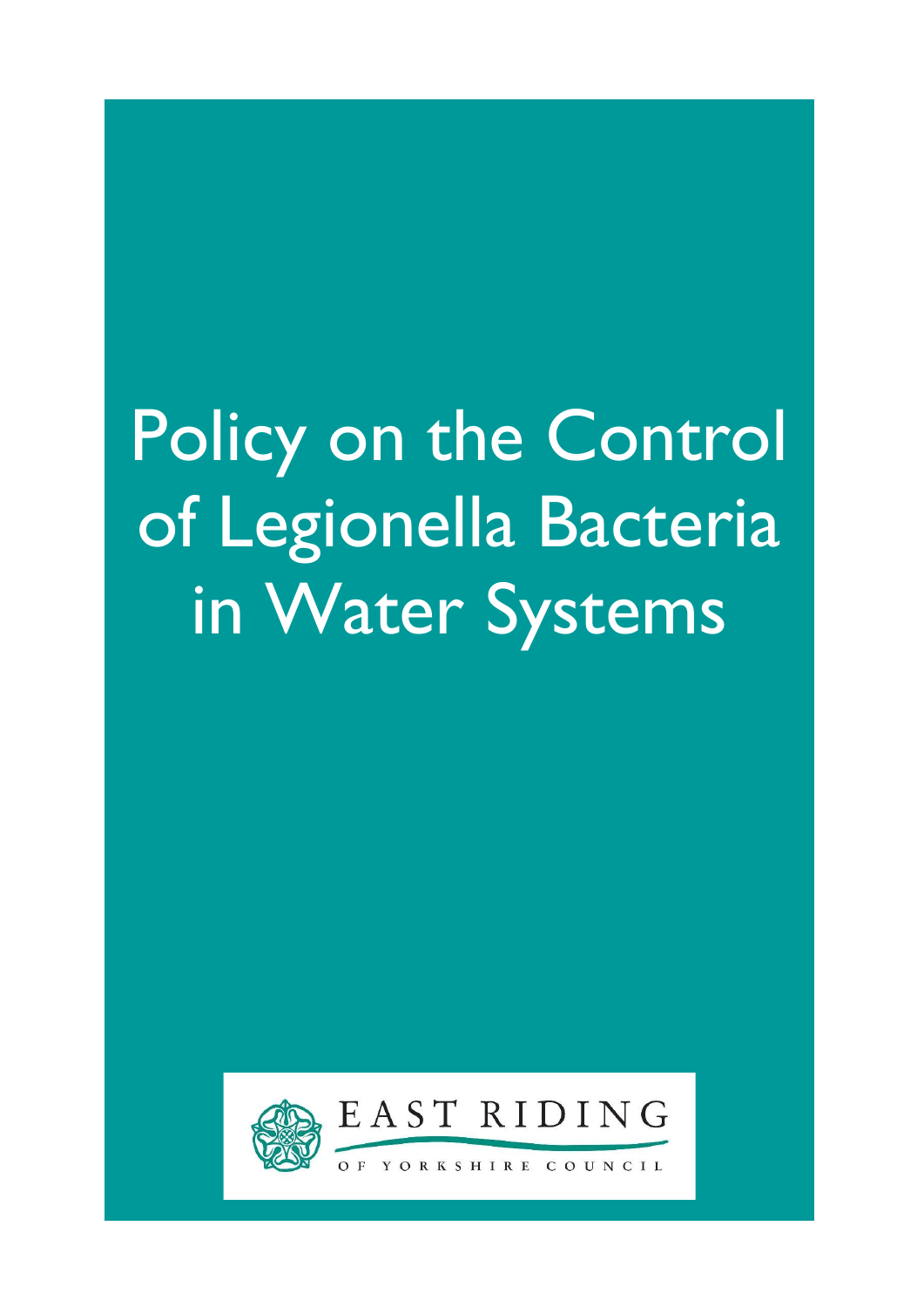# Policy on the Control of Legionella Bacteria in Water Systems

EAST RIDING

OF YORKSHIRE COUNCIL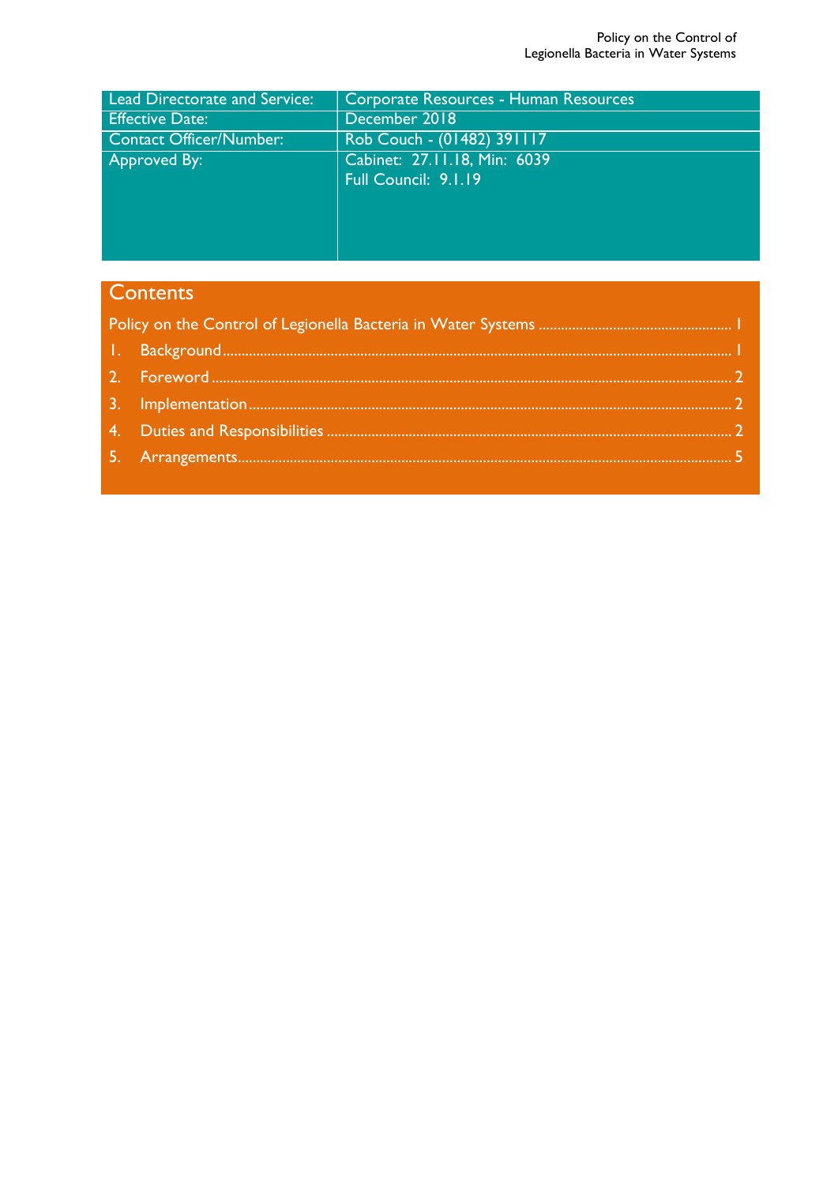| Lead Directorate and Service: | Corporate Resources - Human Resources |
|---|---|
| Effective Date: | December 2018 |
| Contact Officer/Number: | Rob Couch - (01482) 391117 |
| Approved By: | Cabinet: 27.11.18, Min: 6039<br>Full Council: 9.1.19 |

## Contents

Policy on the Control of Legionella Bacteria in Water Systems ........ 1

1. Background ........ 1
2. Foreword ........ 2
3. Implementation ........ 2
4. Duties and Responsibilities ........ 2
5. Arrangements ........ 5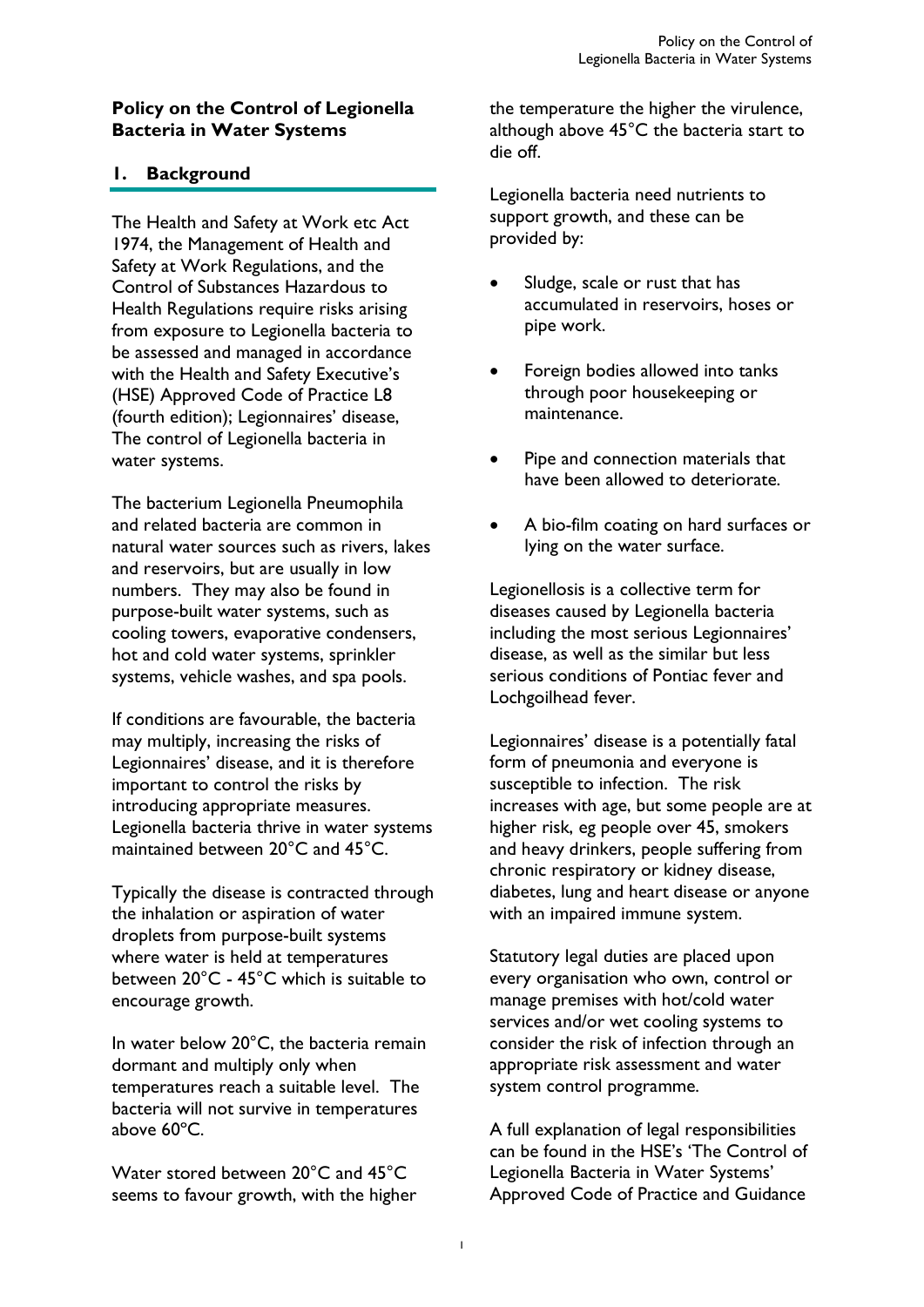**Policy on the Control of Legionella Bacteria in Water Systems**

## 1. Background

The Health and Safety at Work etc Act 1974, the Management of Health and Safety at Work Regulations, and the Control of Substances Hazardous to Health Regulations require risks arising from exposure to Legionella bacteria to be assessed and managed in accordance with the Health and Safety Executive's (HSE) Approved Code of Practice L8 (fourth edition); Legionnaires' disease, The control of Legionella bacteria in water systems.

The bacterium Legionella Pneumophila and related bacteria are common in natural water sources such as rivers, lakes and reservoirs, but are usually in low numbers. They may also be found in purpose-built water systems, such as cooling towers, evaporative condensers, hot and cold water systems, sprinkler systems, vehicle washes, and spa pools.

If conditions are favourable, the bacteria may multiply, increasing the risks of Legionnaires' disease, and it is therefore important to control the risks by introducing appropriate measures. Legionella bacteria thrive in water systems maintained between 20°C and 45°C.

Typically the disease is contracted through the inhalation or aspiration of water droplets from purpose-built systems where water is held at temperatures between 20°C - 45°C which is suitable to encourage growth.

In water below 20°C, the bacteria remain dormant and multiply only when temperatures reach a suitable level. The bacteria will not survive in temperatures above 60ºC.

Water stored between 20°C and 45°C seems to favour growth, with the higher the temperature the higher the virulence, although above 45°C the bacteria start to die off.

Legionella bacteria need nutrients to support growth, and these can be provided by:

- Sludge, scale or rust that has accumulated in reservoirs, hoses or pipe work.
- Foreign bodies allowed into tanks through poor housekeeping or maintenance.
- Pipe and connection materials that have been allowed to deteriorate.
- A bio-film coating on hard surfaces or lying on the water surface.

Legionellosis is a collective term for diseases caused by Legionella bacteria including the most serious Legionnaires' disease, as well as the similar but less serious conditions of Pontiac fever and Lochgoilhead fever.

Legionnaires' disease is a potentially fatal form of pneumonia and everyone is susceptible to infection. The risk increases with age, but some people are at higher risk, eg people over 45, smokers and heavy drinkers, people suffering from chronic respiratory or kidney disease, diabetes, lung and heart disease or anyone with an impaired immune system.

Statutory legal duties are placed upon every organisation who own, control or manage premises with hot/cold water services and/or wet cooling systems to consider the risk of infection through an appropriate risk assessment and water system control programme.

A full explanation of legal responsibilities can be found in the HSE's 'The Control of Legionella Bacteria in Water Systems' Approved Code of Practice and Guidance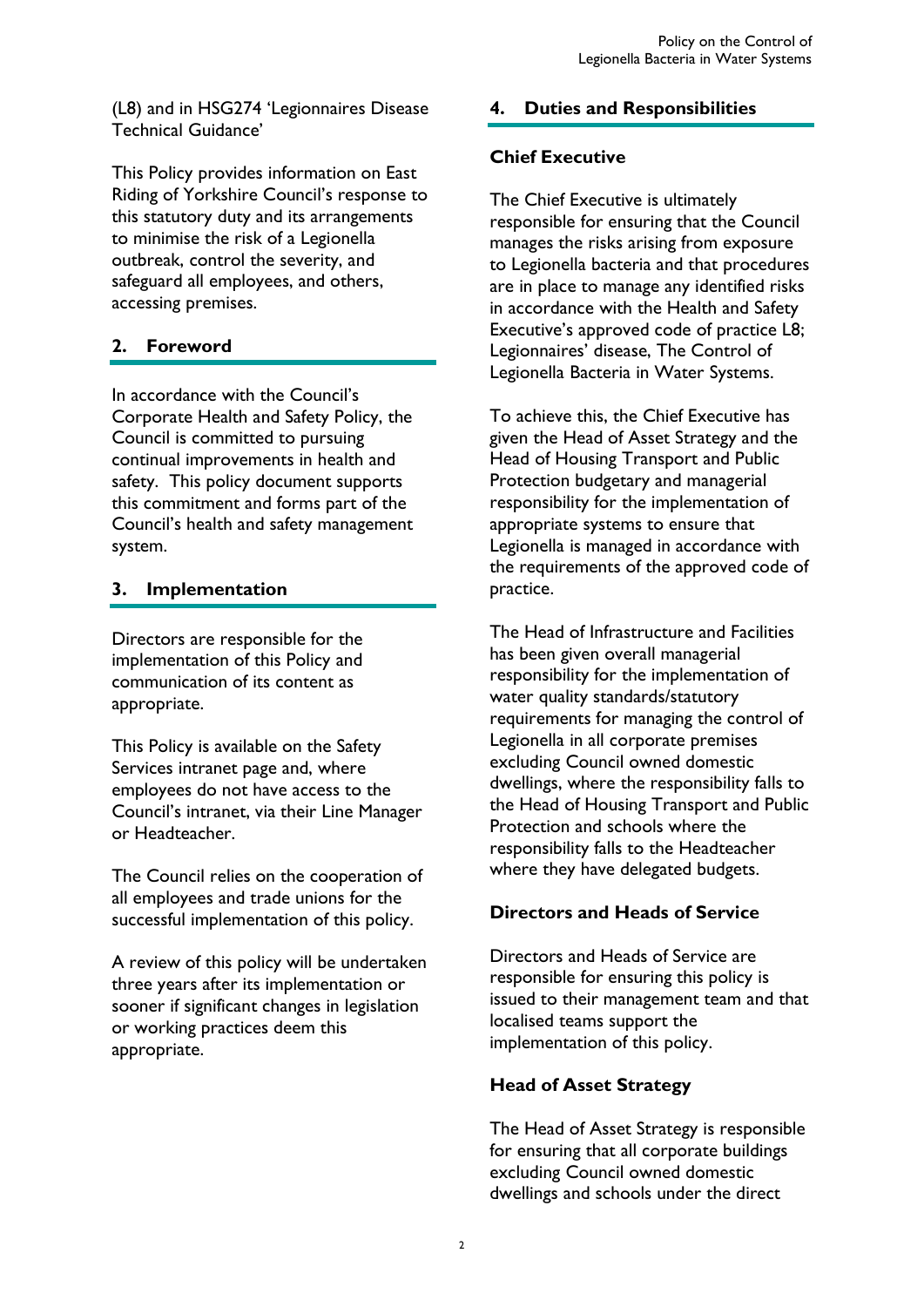(L8) and in HSG274 'Legionnaires Disease Technical Guidance'

This Policy provides information on East Riding of Yorkshire Council's response to this statutory duty and its arrangements to minimise the risk of a Legionella outbreak, control the severity, and safeguard all employees, and others, accessing premises.

## 2. Foreword

In accordance with the Council's Corporate Health and Safety Policy, the Council is committed to pursuing continual improvements in health and safety. This policy document supports this commitment and forms part of the Council's health and safety management system.

## 3. Implementation

Directors are responsible for the implementation of this Policy and communication of its content as appropriate.

This Policy is available on the Safety Services intranet page and, where employees do not have access to the Council's intranet, via their Line Manager or Headteacher.

The Council relies on the cooperation of all employees and trade unions for the successful implementation of this policy.

A review of this policy will be undertaken three years after its implementation or sooner if significant changes in legislation or working practices deem this appropriate.

## 4. Duties and Responsibilities

### Chief Executive

The Chief Executive is ultimately responsible for ensuring that the Council manages the risks arising from exposure to Legionella bacteria and that procedures are in place to manage any identified risks in accordance with the Health and Safety Executive's approved code of practice L8; Legionnaires' disease, The Control of Legionella Bacteria in Water Systems.

To achieve this, the Chief Executive has given the Head of Asset Strategy and the Head of Housing Transport and Public Protection budgetary and managerial responsibility for the implementation of appropriate systems to ensure that Legionella is managed in accordance with the requirements of the approved code of practice.

The Head of Infrastructure and Facilities has been given overall managerial responsibility for the implementation of water quality standards/statutory requirements for managing the control of Legionella in all corporate premises excluding Council owned domestic dwellings, where the responsibility falls to the Head of Housing Transport and Public Protection and schools where the responsibility falls to the Headteacher where they have delegated budgets.

### Directors and Heads of Service

Directors and Heads of Service are responsible for ensuring this policy is issued to their management team and that localised teams support the implementation of this policy.

### Head of Asset Strategy

The Head of Asset Strategy is responsible for ensuring that all corporate buildings excluding Council owned domestic dwellings and schools under the direct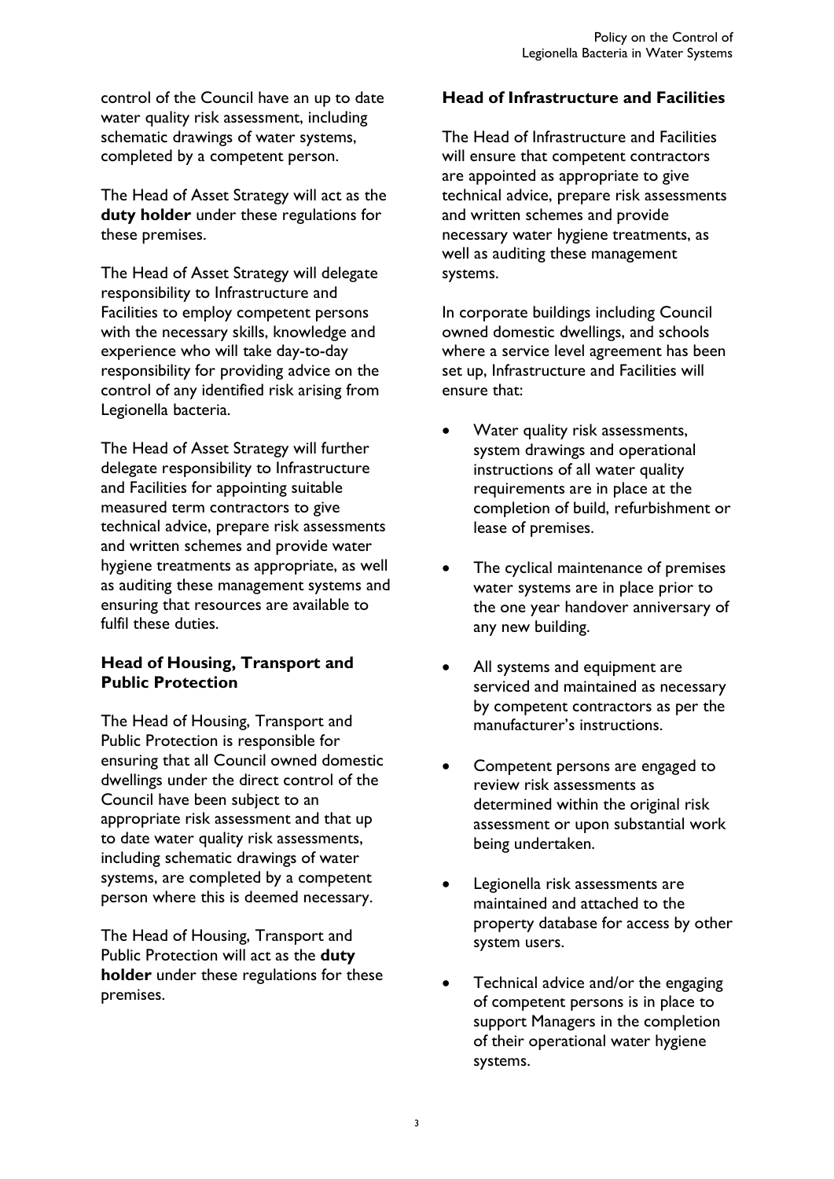control of the Council have an up to date water quality risk assessment, including schematic drawings of water systems, completed by a competent person.

The Head of Asset Strategy will act as the **duty holder** under these regulations for these premises.

The Head of Asset Strategy will delegate responsibility to Infrastructure and Facilities to employ competent persons with the necessary skills, knowledge and experience who will take day-to-day responsibility for providing advice on the control of any identified risk arising from Legionella bacteria.

The Head of Asset Strategy will further delegate responsibility to Infrastructure and Facilities for appointing suitable measured term contractors to give technical advice, prepare risk assessments and written schemes and provide water hygiene treatments as appropriate, as well as auditing these management systems and ensuring that resources are available to fulfil these duties.

### Head of Housing, Transport and Public Protection

The Head of Housing, Transport and Public Protection is responsible for ensuring that all Council owned domestic dwellings under the direct control of the Council have been subject to an appropriate risk assessment and that up to date water quality risk assessments, including schematic drawings of water systems, are completed by a competent person where this is deemed necessary.

The Head of Housing, Transport and Public Protection will act as the **duty holder** under these regulations for these premises.

### Head of Infrastructure and Facilities

The Head of Infrastructure and Facilities will ensure that competent contractors are appointed as appropriate to give technical advice, prepare risk assessments and written schemes and provide necessary water hygiene treatments, as well as auditing these management systems.

In corporate buildings including Council owned domestic dwellings, and schools where a service level agreement has been set up, Infrastructure and Facilities will ensure that:

- Water quality risk assessments, system drawings and operational instructions of all water quality requirements are in place at the completion of build, refurbishment or lease of premises.
- The cyclical maintenance of premises water systems are in place prior to the one year handover anniversary of any new building.
- All systems and equipment are serviced and maintained as necessary by competent contractors as per the manufacturer's instructions.
- Competent persons are engaged to review risk assessments as determined within the original risk assessment or upon substantial work being undertaken.
- Legionella risk assessments are maintained and attached to the property database for access by other system users.
- Technical advice and/or the engaging of competent persons is in place to support Managers in the completion of their operational water hygiene systems.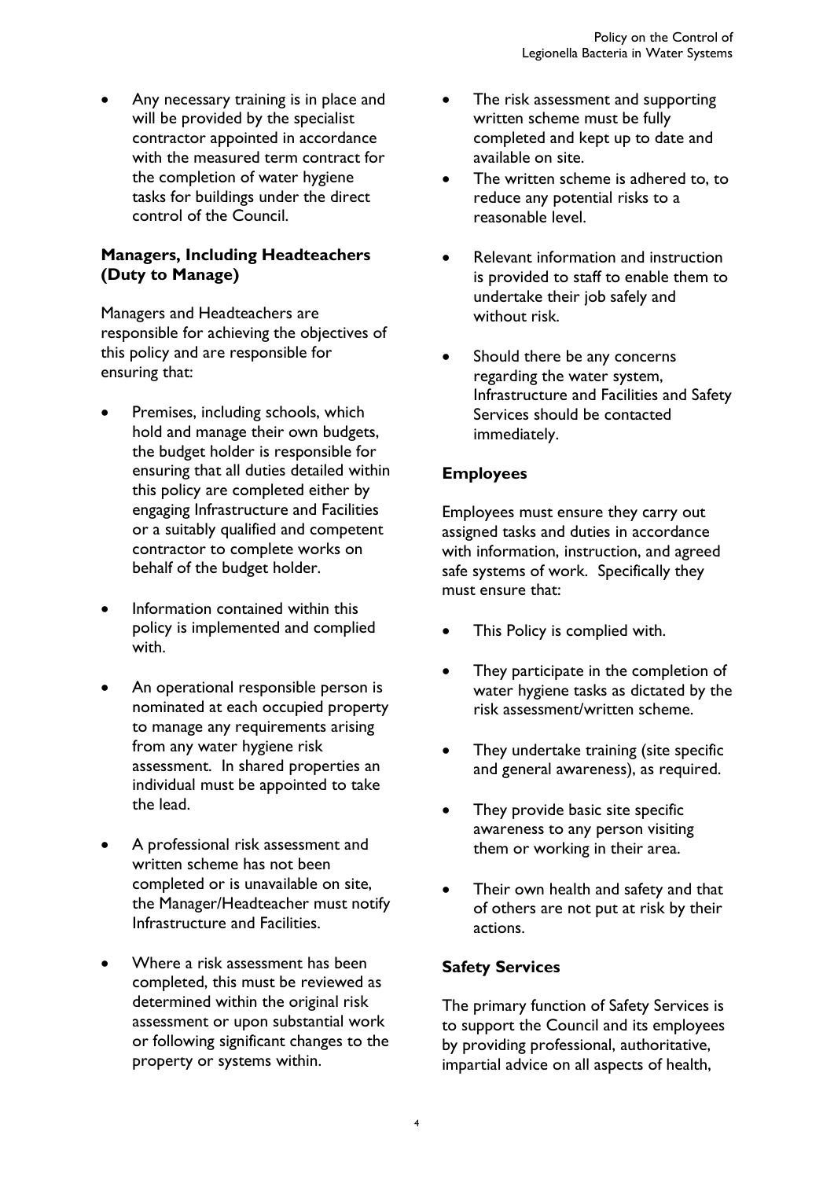- Any necessary training is in place and will be provided by the specialist contractor appointed in accordance with the measured term contract for the completion of water hygiene tasks for buildings under the direct control of the Council.

**Managers, Including Headteachers (Duty to Manage)**

Managers and Headteachers are responsible for achieving the objectives of this policy and are responsible for ensuring that:

- Premises, including schools, which hold and manage their own budgets, the budget holder is responsible for ensuring that all duties detailed within this policy are completed either by engaging Infrastructure and Facilities or a suitably qualified and competent contractor to complete works on behalf of the budget holder.
- Information contained within this policy is implemented and complied with.
- An operational responsible person is nominated at each occupied property to manage any requirements arising from any water hygiene risk assessment. In shared properties an individual must be appointed to take the lead.
- A professional risk assessment and written scheme has not been completed or is unavailable on site, the Manager/Headteacher must notify Infrastructure and Facilities.
- Where a risk assessment has been completed, this must be reviewed as determined within the original risk assessment or upon substantial work or following significant changes to the property or systems within.
- The risk assessment and supporting written scheme must be fully completed and kept up to date and available on site.
- The written scheme is adhered to, to reduce any potential risks to a reasonable level.
- Relevant information and instruction is provided to staff to enable them to undertake their job safely and without risk.
- Should there be any concerns regarding the water system, Infrastructure and Facilities and Safety Services should be contacted immediately.

**Employees**

Employees must ensure they carry out assigned tasks and duties in accordance with information, instruction, and agreed safe systems of work. Specifically they must ensure that:

- This Policy is complied with.
- They participate in the completion of water hygiene tasks as dictated by the risk assessment/written scheme.
- They undertake training (site specific and general awareness), as required.
- They provide basic site specific awareness to any person visiting them or working in their area.
- Their own health and safety and that of others are not put at risk by their actions.

**Safety Services**

The primary function of Safety Services is to support the Council and its employees by providing professional, authoritative, impartial advice on all aspects of health,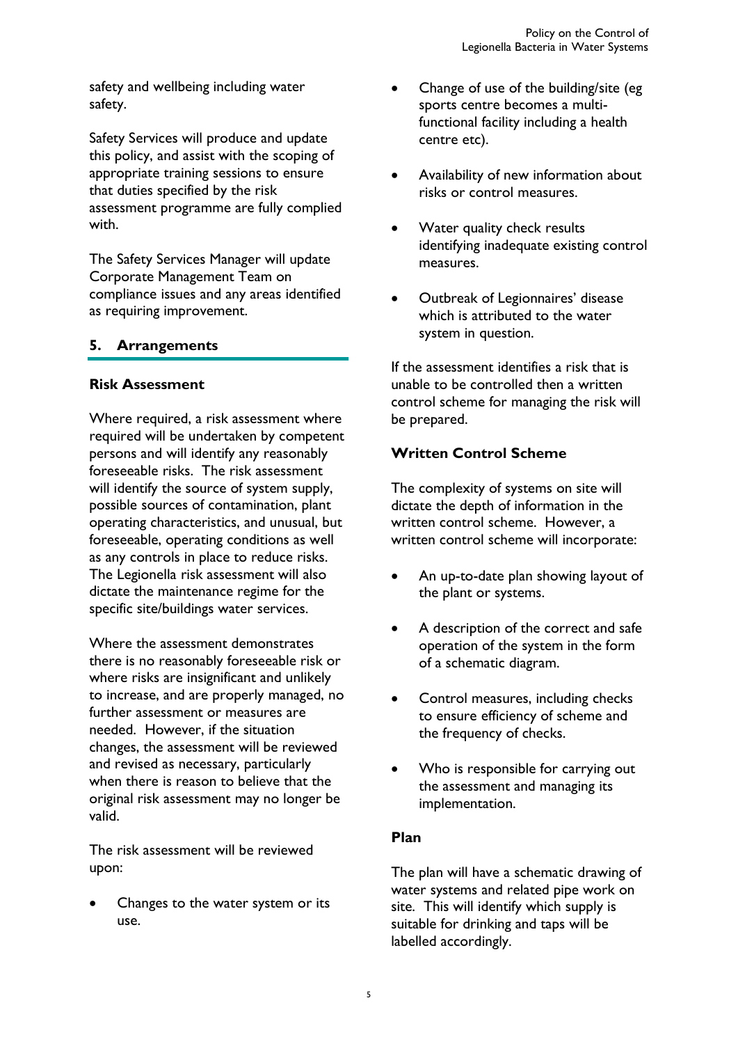safety and wellbeing including water safety.

Safety Services will produce and update this policy, and assist with the scoping of appropriate training sessions to ensure that duties specified by the risk assessment programme are fully complied with.

The Safety Services Manager will update Corporate Management Team on compliance issues and any areas identified as requiring improvement.

## 5. Arrangements

### Risk Assessment

Where required, a risk assessment where required will be undertaken by competent persons and will identify any reasonably foreseeable risks. The risk assessment will identify the source of system supply, possible sources of contamination, plant operating characteristics, and unusual, but foreseeable, operating conditions as well as any controls in place to reduce risks. The Legionella risk assessment will also dictate the maintenance regime for the specific site/buildings water services.

Where the assessment demonstrates there is no reasonably foreseeable risk or where risks are insignificant and unlikely to increase, and are properly managed, no further assessment or measures are needed. However, if the situation changes, the assessment will be reviewed and revised as necessary, particularly when there is reason to believe that the original risk assessment may no longer be valid.

The risk assessment will be reviewed upon:

- Changes to the water system or its use.
- Change of use of the building/site (eg sports centre becomes a multi-functional facility including a health centre etc).
- Availability of new information about risks or control measures.
- Water quality check results identifying inadequate existing control measures.
- Outbreak of Legionnaires' disease which is attributed to the water system in question.

If the assessment identifies a risk that is unable to be controlled then a written control scheme for managing the risk will be prepared.

### Written Control Scheme

The complexity of systems on site will dictate the depth of information in the written control scheme. However, a written control scheme will incorporate:

- An up-to-date plan showing layout of the plant or systems.
- A description of the correct and safe operation of the system in the form of a schematic diagram.
- Control measures, including checks to ensure efficiency of scheme and the frequency of checks.
- Who is responsible for carrying out the assessment and managing its implementation.

### Plan

The plan will have a schematic drawing of water systems and related pipe work on site. This will identify which supply is suitable for drinking and taps will be labelled accordingly.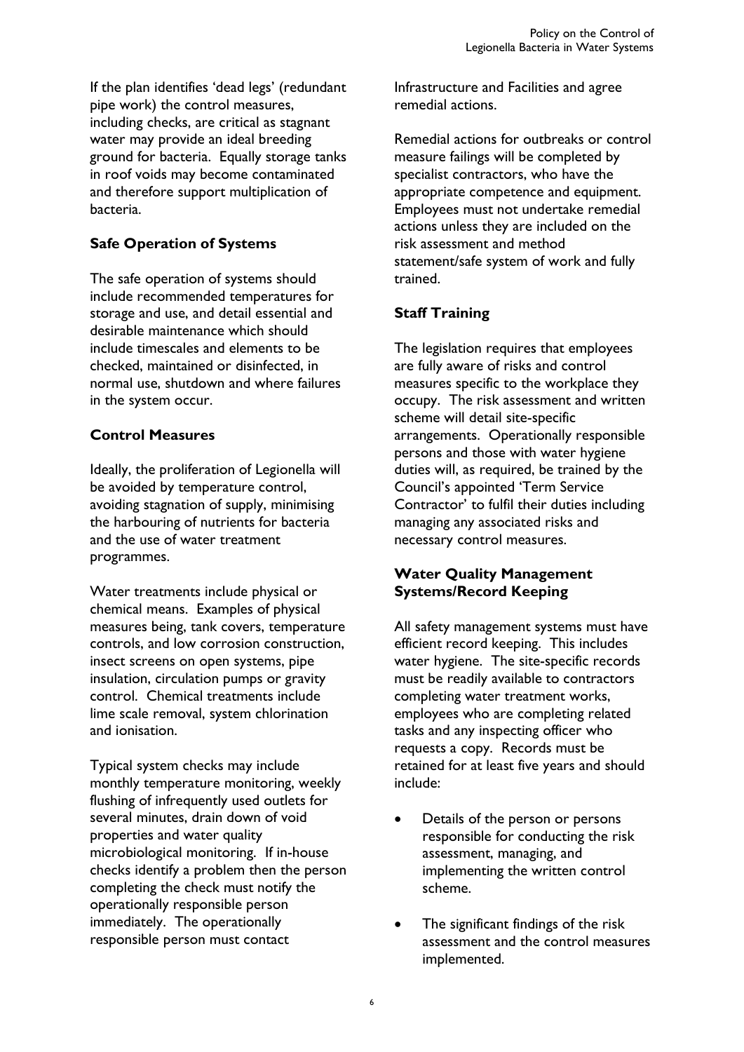If the plan identifies 'dead legs' (redundant pipe work) the control measures, including checks, are critical as stagnant water may provide an ideal breeding ground for bacteria. Equally storage tanks in roof voids may become contaminated and therefore support multiplication of bacteria.

**Safe Operation of Systems**

The safe operation of systems should include recommended temperatures for storage and use, and detail essential and desirable maintenance which should include timescales and elements to be checked, maintained or disinfected, in normal use, shutdown and where failures in the system occur.

**Control Measures**

Ideally, the proliferation of Legionella will be avoided by temperature control, avoiding stagnation of supply, minimising the harbouring of nutrients for bacteria and the use of water treatment programmes.

Water treatments include physical or chemical means. Examples of physical measures being, tank covers, temperature controls, and low corrosion construction, insect screens on open systems, pipe insulation, circulation pumps or gravity control. Chemical treatments include lime scale removal, system chlorination and ionisation.

Typical system checks may include monthly temperature monitoring, weekly flushing of infrequently used outlets for several minutes, drain down of void properties and water quality microbiological monitoring. If in-house checks identify a problem then the person completing the check must notify the operationally responsible person immediately. The operationally responsible person must contact Infrastructure and Facilities and agree remedial actions.

Remedial actions for outbreaks or control measure failings will be completed by specialist contractors, who have the appropriate competence and equipment. Employees must not undertake remedial actions unless they are included on the risk assessment and method statement/safe system of work and fully trained.

**Staff Training**

The legislation requires that employees are fully aware of risks and control measures specific to the workplace they occupy. The risk assessment and written scheme will detail site-specific arrangements. Operationally responsible persons and those with water hygiene duties will, as required, be trained by the Council's appointed 'Term Service Contractor' to fulfil their duties including managing any associated risks and necessary control measures.

**Water Quality Management Systems/Record Keeping**

All safety management systems must have efficient record keeping. This includes water hygiene. The site-specific records must be readily available to contractors completing water treatment works, employees who are completing related tasks and any inspecting officer who requests a copy. Records must be retained for at least five years and should include:

- Details of the person or persons responsible for conducting the risk assessment, managing, and implementing the written control scheme.
- The significant findings of the risk assessment and the control measures implemented.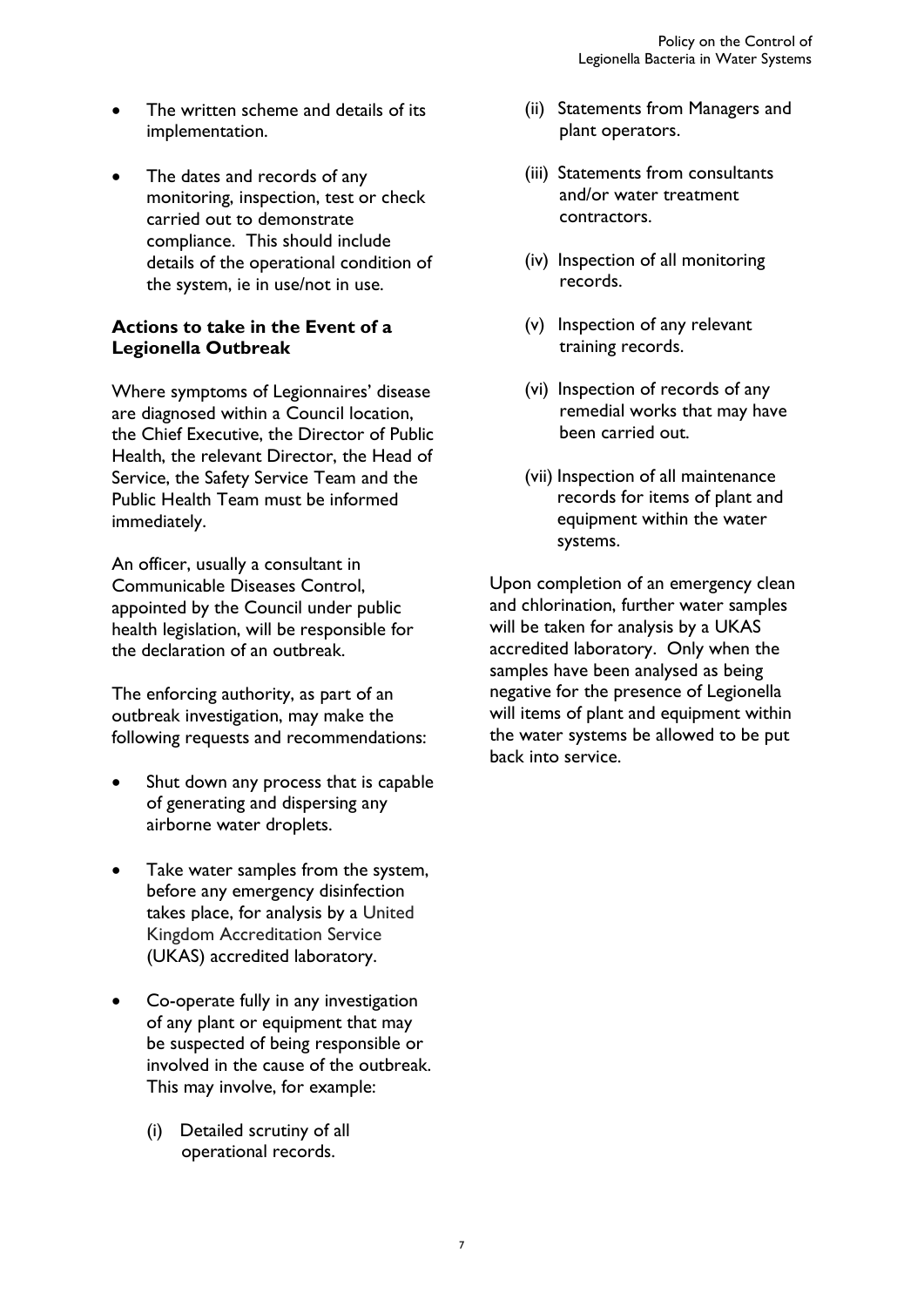- The written scheme and details of its implementation.
- The dates and records of any monitoring, inspection, test or check carried out to demonstrate compliance. This should include details of the operational condition of the system, ie in use/not in use.

**Actions to take in the Event of a Legionella Outbreak**

Where symptoms of Legionnaires' disease are diagnosed within a Council location, the Chief Executive, the Director of Public Health, the relevant Director, the Head of Service, the Safety Service Team and the Public Health Team must be informed immediately.

An officer, usually a consultant in Communicable Diseases Control, appointed by the Council under public health legislation, will be responsible for the declaration of an outbreak.

The enforcing authority, as part of an outbreak investigation, may make the following requests and recommendations:

- Shut down any process that is capable of generating and dispersing any airborne water droplets.
- Take water samples from the system, before any emergency disinfection takes place, for analysis by a United Kingdom Accreditation Service (UKAS) accredited laboratory.
- Co-operate fully in any investigation of any plant or equipment that may be suspected of being responsible or involved in the cause of the outbreak. This may involve, for example:

  (i) Detailed scrutiny of all operational records.

  (ii) Statements from Managers and plant operators.

  (iii) Statements from consultants and/or water treatment contractors.

  (iv) Inspection of all monitoring records.

  (v) Inspection of any relevant training records.

  (vi) Inspection of records of any remedial works that may have been carried out.

  (vii) Inspection of all maintenance records for items of plant and equipment within the water systems.

Upon completion of an emergency clean and chlorination, further water samples will be taken for analysis by a UKAS accredited laboratory. Only when the samples have been analysed as being negative for the presence of Legionella will items of plant and equipment within the water systems be allowed to be put back into service.